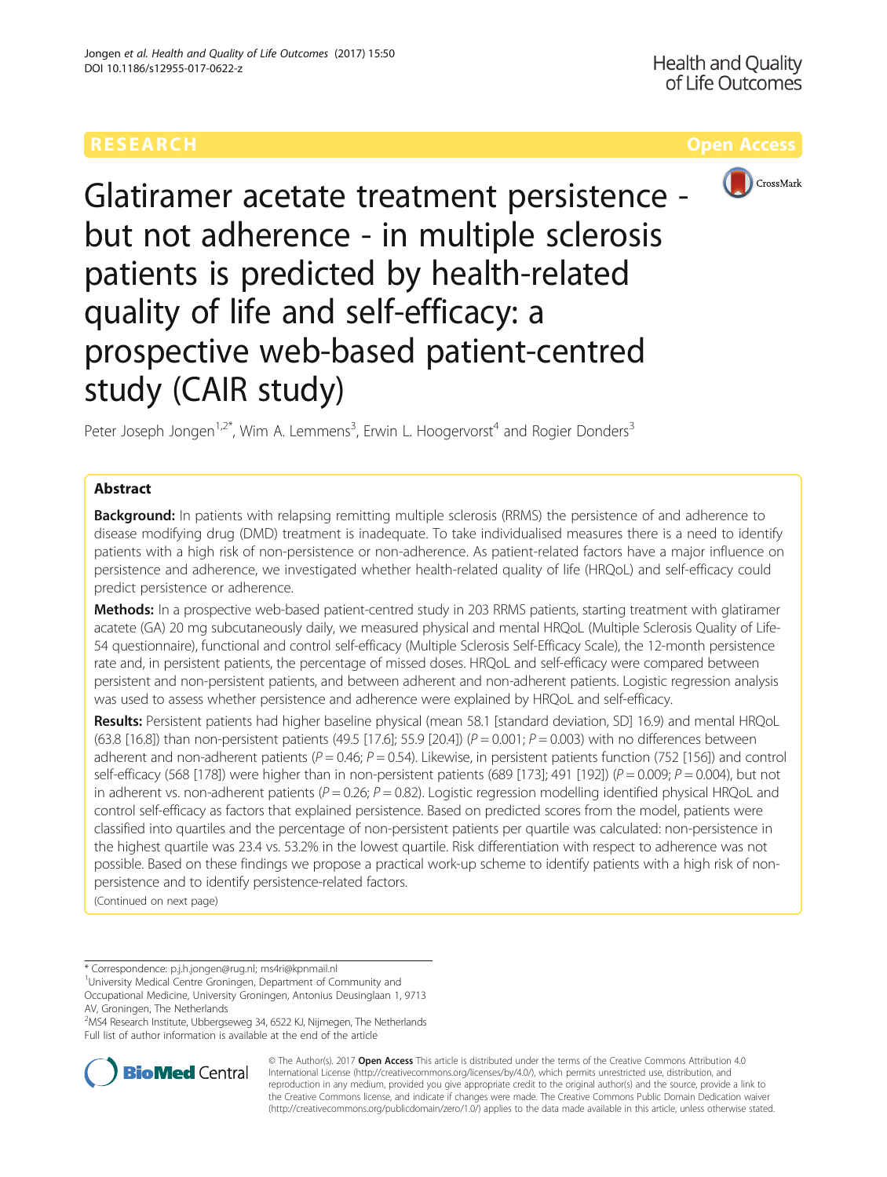RESEARCH Open Access

# Glatiramer acetate treatment persistence - but not adherence - in multiple sclerosis patients is predicted by health-related quality of life and self-efficacy: a prospective web-based patient-centred study (CAIR study)

Peter Joseph Jongen[1,2*], Wim A. Lemmens[3], Erwin L. Hoogervorst[4] and Rogier Donders[3]

## Abstract

**Background:** In patients with relapsing remitting multiple sclerosis (RRMS) the persistence of and adherence to disease modifying drug (DMD) treatment is inadequate. To take individualised measures there is a need to identify patients with a high risk of non-persistence or non-adherence. As patient-related factors have a major influence on persistence and adherence, we investigated whether health-related quality of life (HRQoL) and self-efficacy could predict persistence or adherence.

**Methods:** In a prospective web-based patient-centred study in 203 RRMS patients, starting treatment with glatiramer acetete (GA) 20 mg subcutaneously daily, we measured physical and mental HRQoL (Multiple Sclerosis Quality of Life-54 questionnaire), functional and control self-efficacy (Multiple Sclerosis Self-Efficacy Scale), the 12-month persistence rate and, in persistent patients, the percentage of missed doses. HRQoL and self-efficacy were compared between persistent and non-persistent patients, and between adherent and non-adherent patients. Logistic regression analysis was used to assess whether persistence and adherence were explained by HRQoL and self-efficacy.

**Results:** Persistent patients had higher baseline physical (mean 58.1 [standard deviation, SD] 16.9) and mental HRQoL (63.8 [16.8]) than non-persistent patients (49.5 [17.6]; 55.9 [20.4]) ($P = 0.001$; $P = 0.003$) with no differences between adherent and non-adherent patients ($P = 0.46$; $P = 0.54$). Likewise, in persistent patients function (752 [156]) and control self-efficacy (568 [178]) were higher than in non-persistent patients (689 [173]; 491 [192]) ($P = 0.009$; $P = 0.004$), but not in adherent vs. non-adherent patients ($P = 0.26$; $P = 0.82$). Logistic regression modelling identified physical HRQoL and control self-efficacy as factors that explained persistence. Based on predicted scores from the model, patients were classified into quartiles and the percentage of non-persistent patients per quartile was calculated: non-persistence in the highest quartile was 23.4 vs. 53.2% in the lowest quartile. Risk differentiation with respect to adherence was not possible. Based on these findings we propose a practical work-up scheme to identify patients with a high risk of non-persistence and to identify persistence-related factors.

(Continued on next page)

---

* Correspondence: p.j.h.jongen@rug.nl; ms4ri@kpnmail.nl

[1]University Medical Centre Groningen, Department of Community and Occupational Medicine, University Groningen, Antonius Deusinglaan 1, 9713 AV, Groningen, The Netherlands

[2]MS4 Research Institute, Ubbergseweg 34, 6522 KJ, Nijmegen, The Netherlands

Full list of author information is available at the end of the article

© The Author(s). 2017 **Open Access** This article is distributed under the terms of the Creative Commons Attribution 4.0 International License (http://creativecommons.org/licenses/by/4.0/), which permits unrestricted use, distribution, and reproduction in any medium, provided you give appropriate credit to the original author(s) and the source, provide a link to the Creative Commons license, and indicate if changes were made. The Creative Commons Public Domain Dedication waiver (http://creativecommons.org/publicdomain/zero/1.0/) applies to the data made available in this article, unless otherwise stated.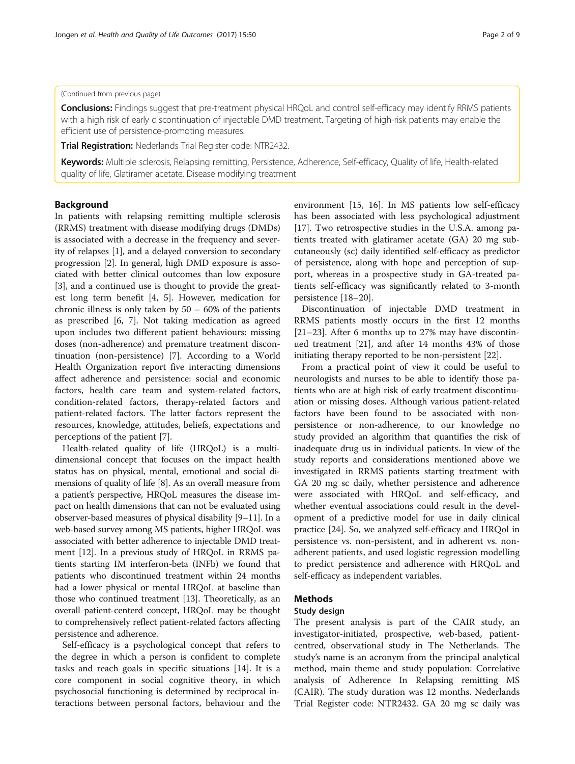(Continued from previous page)

**Conclusions:** Findings suggest that pre-treatment physical HRQoL and control self-efficacy may identify RRMS patients with a high risk of early discontinuation of injectable DMD treatment. Targeting of high-risk patients may enable the efficient use of persistence-promoting measures.

**Trial Registration:** Nederlands Trial Register code: NTR2432.

**Keywords:** Multiple sclerosis, Relapsing remitting, Persistence, Adherence, Self-efficacy, Quality of life, Health-related quality of life, Glatiramer acetate, Disease modifying treatment

## Background

In patients with relapsing remitting multiple sclerosis (RRMS) treatment with disease modifying drugs (DMDs) is associated with a decrease in the frequency and severity of relapses [1], and a delayed conversion to secondary progression [2]. In general, high DMD exposure is associated with better clinical outcomes than low exposure [3], and a continued use is thought to provide the greatest long term benefit [4, 5]. However, medication for chronic illness is only taken by 50 – 60% of the patients as prescribed [6, 7]. Not taking medication as agreed upon includes two different patient behaviours: missing doses (non-adherence) and premature treatment discontinuation (non-persistence) [7]. According to a World Health Organization report five interacting dimensions affect adherence and persistence: social and economic factors, health care team and system-related factors, condition-related factors, therapy-related factors and patient-related factors. The latter factors represent the resources, knowledge, attitudes, beliefs, expectations and perceptions of the patient [7].

Health-related quality of life (HRQoL) is a multidimensional concept that focuses on the impact health status has on physical, mental, emotional and social dimensions of quality of life [8]. As an overall measure from a patient's perspective, HRQoL measures the disease impact on health dimensions that can not be evaluated using observer-based measures of physical disability [9–11]. In a web-based survey among MS patients, higher HRQoL was associated with better adherence to injectable DMD treatment [12]. In a previous study of HRQoL in RRMS patients starting IM interferon-beta (INFb) we found that patients who discontinued treatment within 24 months had a lower physical or mental HRQoL at baseline than those who continued treatment [13]. Theoretically, as an overall patient-centerd concept, HRQoL may be thought to comprehensively reflect patient-related factors affecting persistence and adherence.

Self-efficacy is a psychological concept that refers to the degree in which a person is confident to complete tasks and reach goals in specific situations [14]. It is a core component in social cognitive theory, in which psychosocial functioning is determined by reciprocal interactions between personal factors, behaviour and the environment [15, 16]. In MS patients low self-efficacy has been associated with less psychological adjustment [17]. Two retrospective studies in the U.S.A. among patients treated with glatiramer acetate (GA) 20 mg subcutaneously (sc) daily identified self-efficacy as predictor of persistence, along with hope and perception of support, whereas in a prospective study in GA-treated patients self-efficacy was significantly related to 3-month persistence [18–20].

Discontinuation of injectable DMD treatment in RRMS patients mostly occurs in the first 12 months [21–23]. After 6 months up to 27% may have discontinued treatment [21], and after 14 months 43% of those initiating therapy reported to be non-persistent [22].

From a practical point of view it could be useful to neurologists and nurses to be able to identify those patients who are at high risk of early treatment discontinuation or missing doses. Although various patient-related factors have been found to be associated with non-persistence or non-adherence, to our knowledge no study provided an algorithm that quantifies the risk of inadequate drug us in individual patients. In view of the study reports and considerations mentioned above we investigated in RRMS patients starting treatment with GA 20 mg sc daily, whether persistence and adherence were associated with HRQoL and self-efficacy, and whether eventual associations could result in the development of a predictive model for use in daily clinical practice [24]. So, we analyzed self-efficacy and HRQol in persistence vs. non-persistent, and in adherent vs. non-adherent patients, and used logistic regression modelling to predict persistence and adherence with HRQoL and self-efficacy as independent variables.

## Methods

### Study design

The present analysis is part of the CAIR study, an investigator-initiated, prospective, web-based, patient-centred, observational study in The Netherlands. The study's name is an acronym from the principal analytical method, main theme and study population: Correlative analysis of Adherence In Relapsing remitting MS (CAIR). The study duration was 12 months. Nederlands Trial Register code: NTR2432. GA 20 mg sc daily was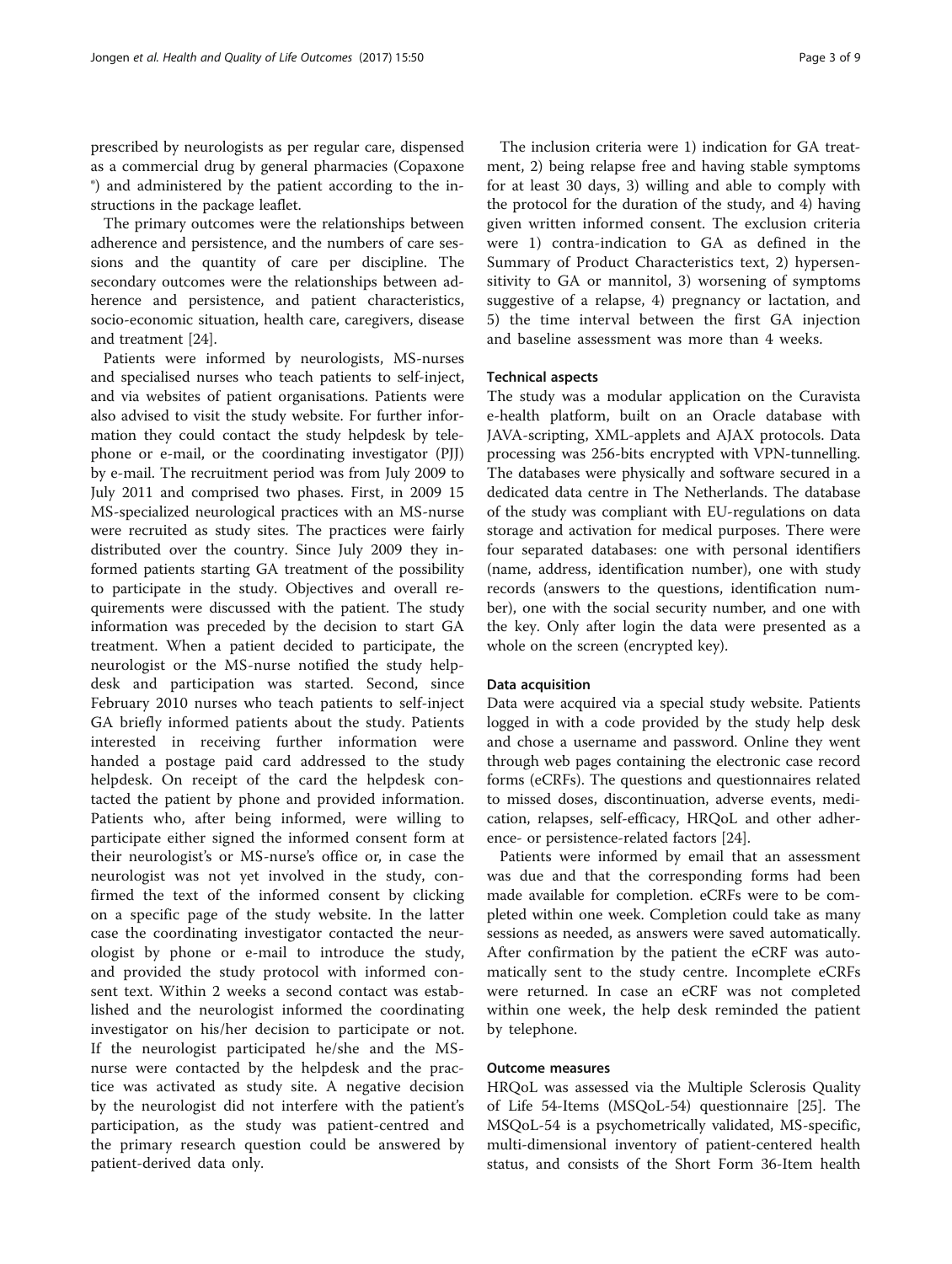prescribed by neurologists as per regular care, dispensed as a commercial drug by general pharmacies (Copaxone ®) and administered by the patient according to the instructions in the package leaflet.

The primary outcomes were the relationships between adherence and persistence, and the numbers of care sessions and the quantity of care per discipline. The secondary outcomes were the relationships between adherence and persistence, and patient characteristics, socio-economic situation, health care, caregivers, disease and treatment [24].

Patients were informed by neurologists, MS-nurses and specialised nurses who teach patients to self-inject, and via websites of patient organisations. Patients were also advised to visit the study website. For further information they could contact the study helpdesk by telephone or e-mail, or the coordinating investigator (PJJ) by e-mail. The recruitment period was from July 2009 to July 2011 and comprised two phases. First, in 2009 15 MS-specialized neurological practices with an MS-nurse were recruited as study sites. The practices were fairly distributed over the country. Since July 2009 they informed patients starting GA treatment of the possibility to participate in the study. Objectives and overall requirements were discussed with the patient. The study information was preceded by the decision to start GA treatment. When a patient decided to participate, the neurologist or the MS-nurse notified the study helpdesk and participation was started. Second, since February 2010 nurses who teach patients to self-inject GA briefly informed patients about the study. Patients interested in receiving further information were handed a postage paid card addressed to the study helpdesk. On receipt of the card the helpdesk contacted the patient by phone and provided information. Patients who, after being informed, were willing to participate either signed the informed consent form at their neurologist's or MS-nurse's office or, in case the neurologist was not yet involved in the study, confirmed the text of the informed consent by clicking on a specific page of the study website. In the latter case the coordinating investigator contacted the neurologist by phone or e-mail to introduce the study, and provided the study protocol with informed consent text. Within 2 weeks a second contact was established and the neurologist informed the coordinating investigator on his/her decision to participate or not. If the neurologist participated he/she and the MS-nurse were contacted by the helpdesk and the practice was activated as study site. A negative decision by the neurologist did not interfere with the patient's participation, as the study was patient-centred and the primary research question could be answered by patient-derived data only.

The inclusion criteria were 1) indication for GA treatment, 2) being relapse free and having stable symptoms for at least 30 days, 3) willing and able to comply with the protocol for the duration of the study, and 4) having given written informed consent. The exclusion criteria were 1) contra-indication to GA as defined in the Summary of Product Characteristics text, 2) hypersensitivity to GA or mannitol, 3) worsening of symptoms suggestive of a relapse, 4) pregnancy or lactation, and 5) the time interval between the first GA injection and baseline assessment was more than 4 weeks.

### Technical aspects

The study was a modular application on the Curavista e-health platform, built on an Oracle database with JAVA-scripting, XML-applets and AJAX protocols. Data processing was 256-bits encrypted with VPN-tunnelling. The databases were physically and software secured in a dedicated data centre in The Netherlands. The database of the study was compliant with EU-regulations on data storage and activation for medical purposes. There were four separated databases: one with personal identifiers (name, address, identification number), one with study records (answers to the questions, identification number), one with the social security number, and one with the key. Only after login the data were presented as a whole on the screen (encrypted key).

### Data acquisition

Data were acquired via a special study website. Patients logged in with a code provided by the study help desk and chose a username and password. Online they went through web pages containing the electronic case record forms (eCRFs). The questions and questionnaires related to missed doses, discontinuation, adverse events, medication, relapses, self-efficacy, HRQoL and other adherence- or persistence-related factors [24].

Patients were informed by email that an assessment was due and that the corresponding forms had been made available for completion. eCRFs were to be completed within one week. Completion could take as many sessions as needed, as answers were saved automatically. After confirmation by the patient the eCRF was automatically sent to the study centre. Incomplete eCRFs were returned. In case an eCRF was not completed within one week, the help desk reminded the patient by telephone.

### Outcome measures

HRQoL was assessed via the Multiple Sclerosis Quality of Life 54-Items (MSQoL-54) questionnaire [25]. The MSQoL-54 is a psychometrically validated, MS-specific, multi-dimensional inventory of patient-centered health status, and consists of the Short Form 36-Item health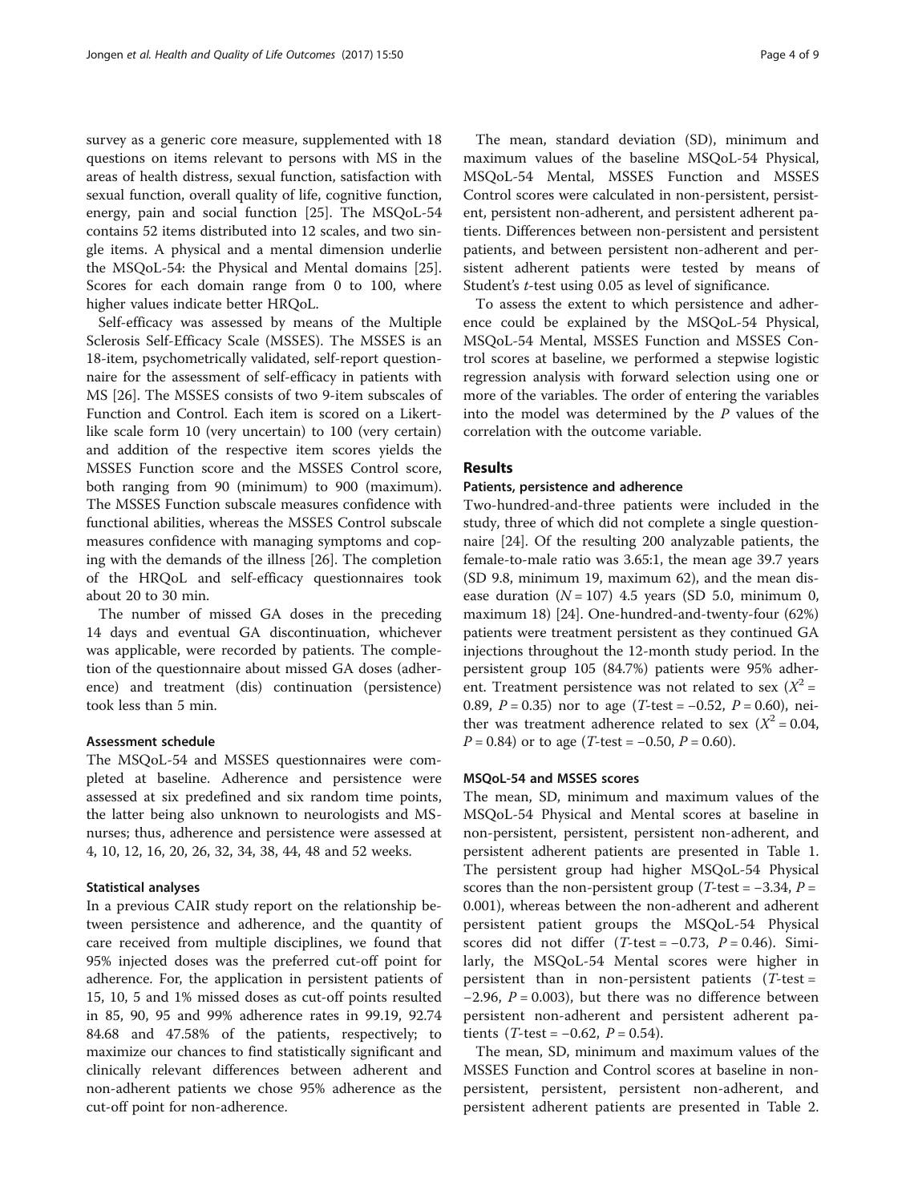survey as a generic core measure, supplemented with 18 questions on items relevant to persons with MS in the areas of health distress, sexual function, satisfaction with sexual function, overall quality of life, cognitive function, energy, pain and social function [25]. The MSQoL-54 contains 52 items distributed into 12 scales, and two single items. A physical and a mental dimension underlie the MSQoL-54: the Physical and Mental domains [25]. Scores for each domain range from 0 to 100, where higher values indicate better HRQoL.

Self-efficacy was assessed by means of the Multiple Sclerosis Self-Efficacy Scale (MSSES). The MSSES is an 18-item, psychometrically validated, self-report questionnaire for the assessment of self-efficacy in patients with MS [26]. The MSSES consists of two 9-item subscales of Function and Control. Each item is scored on a Likert-like scale form 10 (very uncertain) to 100 (very certain) and addition of the respective item scores yields the MSSES Function score and the MSSES Control score, both ranging from 90 (minimum) to 900 (maximum). The MSSES Function subscale measures confidence with functional abilities, whereas the MSSES Control subscale measures confidence with managing symptoms and coping with the demands of the illness [26]. The completion of the HRQoL and self-efficacy questionnaires took about 20 to 30 min.

The number of missed GA doses in the preceding 14 days and eventual GA discontinuation, whichever was applicable, were recorded by patients. The completion of the questionnaire about missed GA doses (adherence) and treatment (dis) continuation (persistence) took less than 5 min.

### Assessment schedule

The MSQoL-54 and MSSES questionnaires were completed at baseline. Adherence and persistence were assessed at six predefined and six random time points, the latter being also unknown to neurologists and MS-nurses; thus, adherence and persistence were assessed at 4, 10, 12, 16, 20, 26, 32, 34, 38, 44, 48 and 52 weeks.

### Statistical analyses

In a previous CAIR study report on the relationship between persistence and adherence, and the quantity of care received from multiple disciplines, we found that 95% injected doses was the preferred cut-off point for adherence. For, the application in persistent patients of 15, 10, 5 and 1% missed doses as cut-off points resulted in 85, 90, 95 and 99% adherence rates in 99.19, 92.74 84.68 and 47.58% of the patients, respectively; to maximize our chances to find statistically significant and clinically relevant differences between adherent and non-adherent patients we chose 95% adherence as the cut-off point for non-adherence.

The mean, standard deviation (SD), minimum and maximum values of the baseline MSQoL-54 Physical, MSQoL-54 Mental, MSSES Function and MSSES Control scores were calculated in non-persistent, persistent, persistent non-adherent, and persistent adherent patients. Differences between non-persistent and persistent patients, and between persistent non-adherent and persistent adherent patients were tested by means of Student's *t*-test using 0.05 as level of significance.

To assess the extent to which persistence and adherence could be explained by the MSQoL-54 Physical, MSQoL-54 Mental, MSSES Function and MSSES Control scores at baseline, we performed a stepwise logistic regression analysis with forward selection using one or more of the variables. The order of entering the variables into the model was determined by the *P* values of the correlation with the outcome variable.

## Results

### Patients, persistence and adherence

Two-hundred-and-three patients were included in the study, three of which did not complete a single questionnaire [24]. Of the resulting 200 analyzable patients, the female-to-male ratio was 3.65:1, the mean age 39.7 years (SD 9.8, minimum 19, maximum 62), and the mean disease duration ($N = 107$) 4.5 years (SD 5.0, minimum 0, maximum 18) [24]. One-hundred-and-twenty-four (62%) patients were treatment persistent as they continued GA injections throughout the 12-month study period. In the persistent group 105 (84.7%) patients were 95% adherent. Treatment persistence was not related to sex ($X^2 = 0.89$, $P = 0.35$) nor to age (*T*-test = −0.52, $P = 0.60$), neither was treatment adherence related to sex ($X^2 = 0.04$, $P = 0.84$) or to age (*T*-test = −0.50, $P = 0.60$).

### MSQoL-54 and MSSES scores

The mean, SD, minimum and maximum values of the MSQoL-54 Physical and Mental scores at baseline in non-persistent, persistent, persistent non-adherent, and persistent adherent patients are presented in Table 1. The persistent group had higher MSQoL-54 Physical scores than the non-persistent group (*T*-test = −3.34, $P = 0.001$), whereas between the non-adherent and adherent persistent patient groups the MSQoL-54 Physical scores did not differ (*T*-test = −0.73, $P = 0.46$). Similarly, the MSQoL-54 Mental scores were higher in persistent than in non-persistent patients (*T*-test = −2.96, $P = 0.003$), but there was no difference between persistent non-adherent and persistent adherent patients (*T*-test = −0.62, $P = 0.54$).

The mean, SD, minimum and maximum values of the MSSES Function and Control scores at baseline in non-persistent, persistent, persistent non-adherent, and persistent adherent patients are presented in Table 2.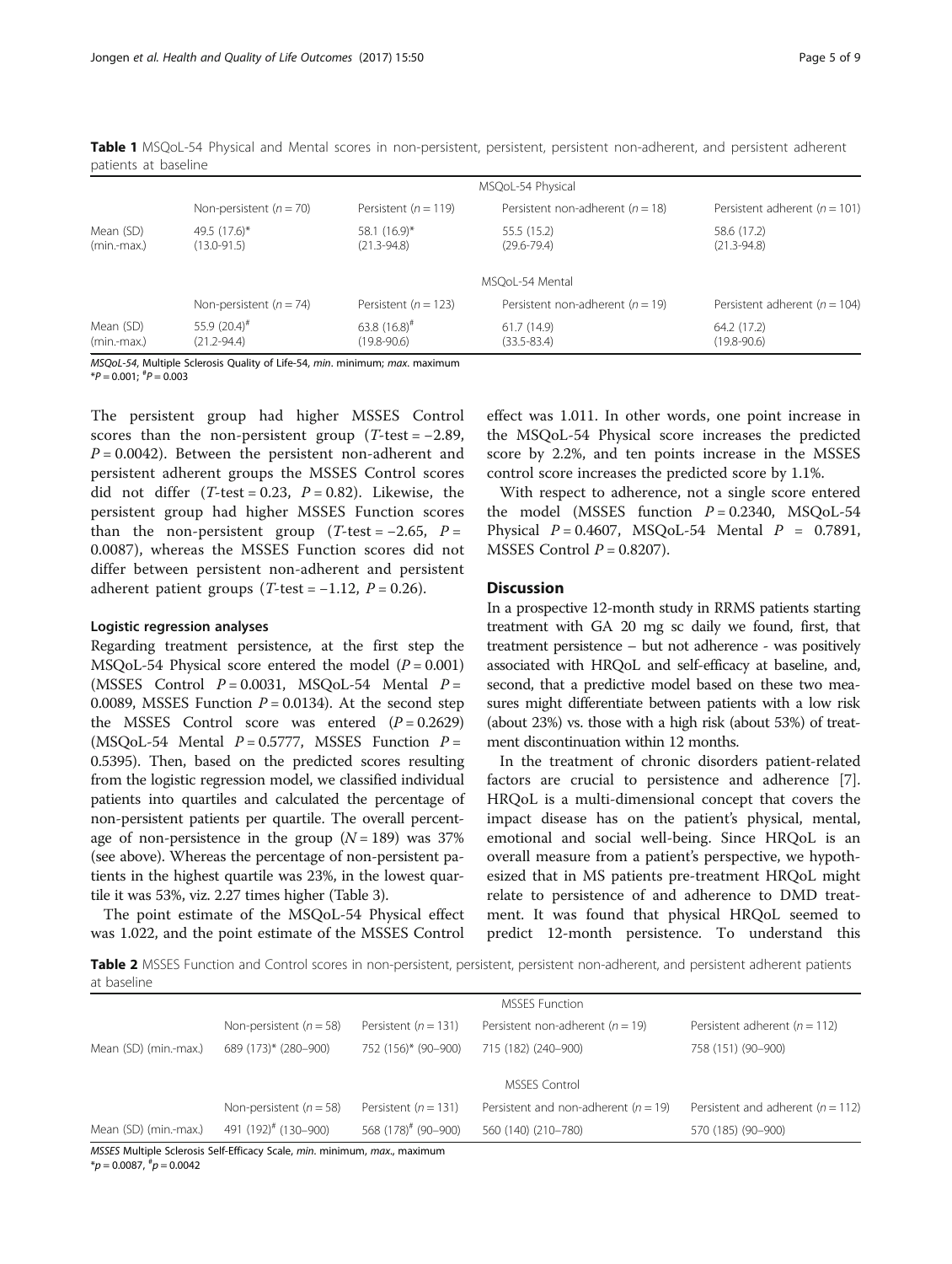**Table 1** MSQoL-54 Physical and Mental scores in non-persistent, persistent, persistent non-adherent, and persistent adherent patients at baseline

| | MSQoL-54 Physical | | | |
|---|---|---|---|---|
| | Non-persistent ($n = 70$) | Persistent ($n = 119$) | Persistent non-adherent ($n = 18$) | Persistent adherent ($n = 101$) |
| Mean (SD) (min.-max.) | 49.5 (17.6)* (13.0-91.5) | 58.1 (16.9)* (21.3-94.8) | 55.5 (15.2) (29.6-79.4) | 58.6 (17.2) (21.3-94.8) |
| | MSQoL-54 Mental | | | |
| | Non-persistent ($n = 74$) | Persistent ($n = 123$) | Persistent non-adherent ($n = 19$) | Persistent adherent ($n = 104$) |
| Mean (SD) (min.-max.) | 55.9 (20.4)[#] (21.2-94.4) | 63.8 (16.8)[#] (19.8-90.6) | 61.7 (14.9) (33.5-83.4) | 64.2 (17.2) (19.8-90.6) |

*MSQoL-54*, Multiple Sclerosis Quality of Life-54, *min*. minimum; *max*. maximum
*$P = 0.001$; [#]$P = 0.003$

The persistent group had higher MSSES Control scores than the non-persistent group ($T$-test = −2.89, $P = 0.0042$). Between the persistent non-adherent and persistent adherent groups the MSSES Control scores did not differ ($T$-test = 0.23, $P = 0.82$). Likewise, the persistent group had higher MSSES Function scores than the non-persistent group ($T$-test = −2.65, $P = 0.0087$), whereas the MSSES Function scores did not differ between persistent non-adherent and persistent adherent patient groups ($T$-test = −1.12, $P = 0.26$).

### Logistic regression analyses

Regarding treatment persistence, at the first step the MSQoL-54 Physical score entered the model ($P = 0.001$) (MSSES Control $P = 0.0031$, MSQoL-54 Mental $P = 0.0089$, MSSES Function $P = 0.0134$). At the second step the MSSES Control score was entered ($P = 0.2629$) (MSQoL-54 Mental $P = 0.5777$, MSSES Function $P = 0.5395$). Then, based on the predicted scores resulting from the logistic regression model, we classified individual patients into quartiles and calculated the percentage of non-persistent patients per quartile. The overall percentage of non-persistence in the group ($N = 189$) was 37% (see above). Whereas the percentage of non-persistent patients in the highest quartile was 23%, in the lowest quartile it was 53%, viz. 2.27 times higher (Table 3).

The point estimate of the MSQoL-54 Physical effect was 1.022, and the point estimate of the MSSES Control effect was 1.011. In other words, one point increase in the MSQoL-54 Physical score increases the predicted score by 2.2%, and ten points increase in the MSSES control score increases the predicted score by 1.1%.

With respect to adherence, not a single score entered the model (MSSES function $P = 0.2340$, MSQoL-54 Physical $P = 0.4607$, MSQoL-54 Mental $P = 0.7891$, MSSES Control $P = 0.8207$).

## Discussion

In a prospective 12-month study in RRMS patients starting treatment with GA 20 mg sc daily we found, first, that treatment persistence – but not adherence - was positively associated with HRQoL and self-efficacy at baseline, and, second, that a predictive model based on these two measures might differentiate between patients with a low risk (about 23%) vs. those with a high risk (about 53%) of treatment discontinuation within 12 months.

In the treatment of chronic disorders patient-related factors are crucial to persistence and adherence [7]. HRQoL is a multi-dimensional concept that covers the impact disease has on the patient's physical, mental, emotional and social well-being. Since HRQoL is an overall measure from a patient's perspective, we hypothesized that in MS patients pre-treatment HRQoL might relate to persistence of and adherence to DMD treatment. It was found that physical HRQoL seemed to predict 12-month persistence. To understand this

**Table 2** MSSES Function and Control scores in non-persistent, persistent, persistent non-adherent, and persistent adherent patients at baseline

| | MSSES Function | | | |
|---|---|---|---|---|
| | Non-persistent ($n = 58$) | Persistent ($n = 131$) | Persistent non-adherent ($n = 19$) | Persistent adherent ($n = 112$) |
| Mean (SD) (min.-max.) | 689 (173)* (280–900) | 752 (156)* (90–900) | 715 (182) (240–900) | 758 (151) (90–900) |
| | MSSES Control | | | |
| | Non-persistent ($n = 58$) | Persistent ($n = 131$) | Persistent and non-adherent ($n = 19$) | Persistent and adherent ($n = 112$) |
| Mean (SD) (min.-max.) | 491 (192)[#] (130–900) | 568 (178)[#] (90–900) | 560 (140) (210–780) | 570 (185) (90–900) |

*MSSES* Multiple Sclerosis Self-Efficacy Scale, *min*. minimum, *max*., maximum
*$p = 0.0087$, [#]$p = 0.0042$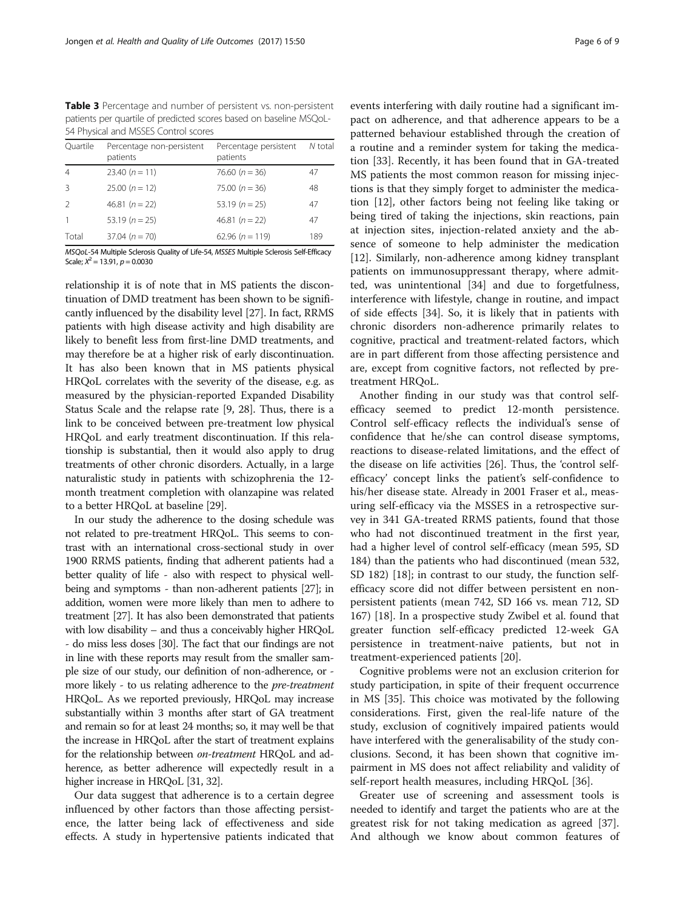**Table 3** Percentage and number of persistent vs. non-persistent patients per quartile of predicted scores based on baseline MSQoL-54 Physical and MSSES Control scores

| Quartile | Percentage non-persistent patients | Percentage persistent patients | N total |
|---|---|---|---|
| 4 | 23.40 (n = 11) | 76.60 (n = 36) | 47 |
| 3 | 25.00 (n = 12) | 75.00 (n = 36) | 48 |
| 2 | 46.81 (n = 22) | 53.19 (n = 25) | 47 |
| 1 | 53.19 (n = 25) | 46.81 (n = 22) | 47 |
| Total | 37.04 (n = 70) | 62.96 (n = 119) | 189 |

*MSQoL-54* Multiple Sclerosis Quality of Life-54, *MSSES* Multiple Sclerosis Self-Efficacy Scale; $X^2 = 13.91$, $p = 0.0030$

relationship it is of note that in MS patients the discontinuation of DMD treatment has been shown to be significantly influenced by the disability level [27]. In fact, RRMS patients with high disease activity and high disability are likely to benefit less from first-line DMD treatments, and may therefore be at a higher risk of early discontinuation. It has also been known that in MS patients physical HRQoL correlates with the severity of the disease, e.g. as measured by the physician-reported Expanded Disability Status Scale and the relapse rate [9, 28]. Thus, there is a link to be conceived between pre-treatment low physical HRQoL and early treatment discontinuation. If this relationship is substantial, then it would also apply to drug treatments of other chronic disorders. Actually, in a large naturalistic study in patients with schizophrenia the 12-month treatment completion with olanzapine was related to a better HRQoL at baseline [29].

In our study the adherence to the dosing schedule was not related to pre-treatment HRQoL. This seems to contrast with an international cross-sectional study in over 1900 RRMS patients, finding that adherent patients had a better quality of life - also with respect to physical well-being and symptoms - than non-adherent patients [27]; in addition, women were more likely than men to adhere to treatment [27]. It has also been demonstrated that patients with low disability – and thus a conceivably higher HRQoL - do miss less doses [30]. The fact that our findings are not in line with these reports may result from the smaller sample size of our study, our definition of non-adherence, or - more likely - to us relating adherence to the *pre-treatment* HRQoL. As we reported previously, HRQoL may increase substantially within 3 months after start of GA treatment and remain so for at least 24 months; so, it may well be that the increase in HRQoL after the start of treatment explains for the relationship between *on-treatment* HRQoL and adherence, as better adherence will expectedly result in a higher increase in HRQoL [31, 32].

Our data suggest that adherence is to a certain degree influenced by other factors than those affecting persistence, the latter being lack of effectiveness and side effects. A study in hypertensive patients indicated that events interfering with daily routine had a significant impact on adherence, and that adherence appears to be a patterned behaviour established through the creation of a routine and a reminder system for taking the medication [33]. Recently, it has been found that in GA-treated MS patients the most common reason for missing injections is that they simply forget to administer the medication [12], other factors being not feeling like taking or being tired of taking the injections, skin reactions, pain at injection sites, injection-related anxiety and the absence of someone to help administer the medication [12]. Similarly, non-adherence among kidney transplant patients on immunosuppressant therapy, where admitted, was unintentional [34] and due to forgetfulness, interference with lifestyle, change in routine, and impact of side effects [34]. So, it is likely that in patients with chronic disorders non-adherence primarily relates to cognitive, practical and treatment-related factors, which are in part different from those affecting persistence and are, except from cognitive factors, not reflected by pre-treatment HRQoL.

Another finding in our study was that control self-efficacy seemed to predict 12-month persistence. Control self-efficacy reflects the individual's sense of confidence that he/she can control disease symptoms, reactions to disease-related limitations, and the effect of the disease on life activities [26]. Thus, the 'control self-efficacy' concept links the patient's self-confidence to his/her disease state. Already in 2001 Fraser et al., measuring self-efficacy via the MSSES in a retrospective survey in 341 GA-treated RRMS patients, found that those who had not discontinued treatment in the first year, had a higher level of control self-efficacy (mean 595, SD 184) than the patients who had discontinued (mean 532, SD 182) [18]; in contrast to our study, the function self-efficacy score did not differ between persistent en non-persistent patients (mean 742, SD 166 vs. mean 712, SD 167) [18]. In a prospective study Zwibel et al. found that greater function self-efficacy predicted 12-week GA persistence in treatment-naive patients, but not in treatment-experienced patients [20].

Cognitive problems were not an exclusion criterion for study participation, in spite of their frequent occurrence in MS [35]. This choice was motivated by the following considerations. First, given the real-life nature of the study, exclusion of cognitively impaired patients would have interfered with the generalisability of the study conclusions. Second, it has been shown that cognitive impairment in MS does not affect reliability and validity of self-report health measures, including HRQoL [36].

Greater use of screening and assessment tools is needed to identify and target the patients who are at the greatest risk for not taking medication as agreed [37]. And although we know about common features of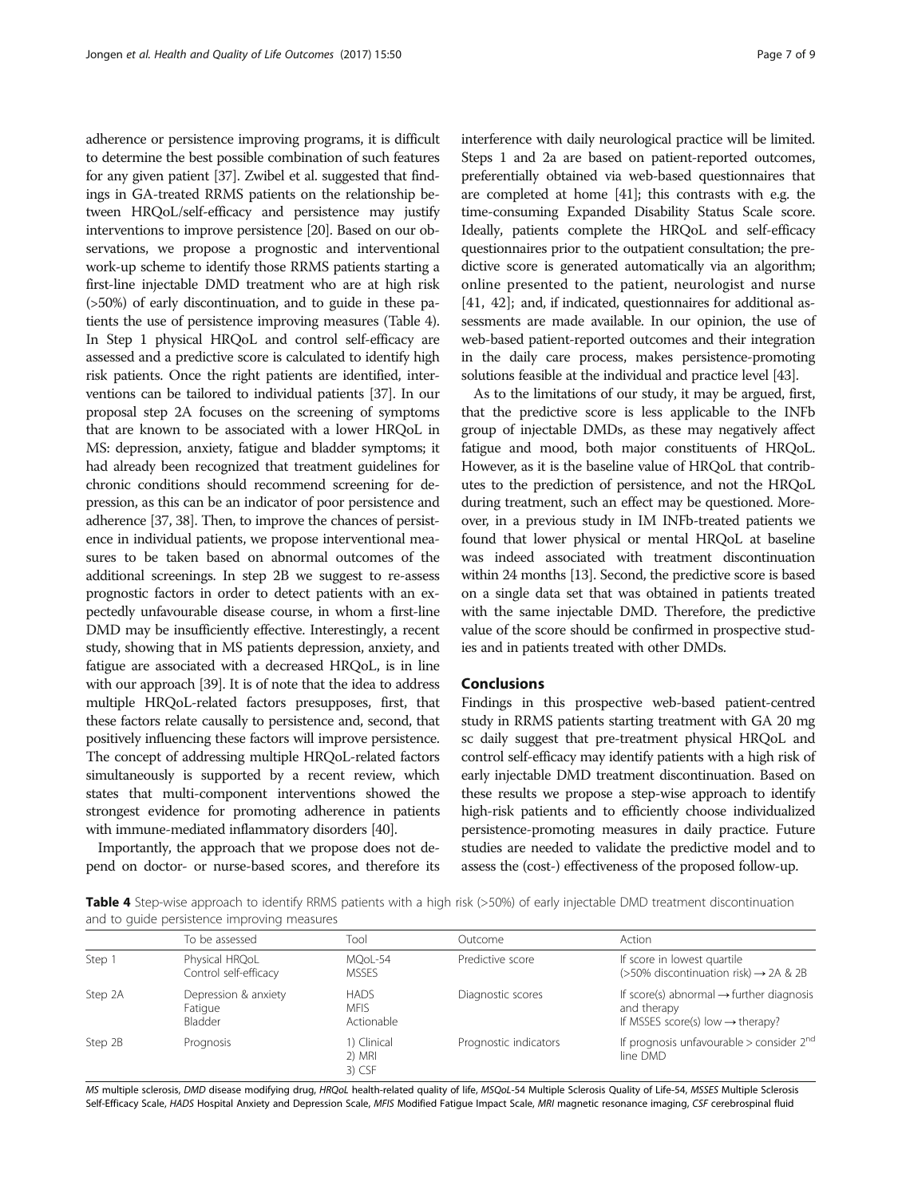adherence or persistence improving programs, it is difficult to determine the best possible combination of such features for any given patient [37]. Zwibel et al. suggested that findings in GA-treated RRMS patients on the relationship between HRQoL/self-efficacy and persistence may justify interventions to improve persistence [20]. Based on our observations, we propose a prognostic and interventional work-up scheme to identify those RRMS patients starting a first-line injectable DMD treatment who are at high risk (>50%) of early discontinuation, and to guide in these patients the use of persistence improving measures (Table 4). In Step 1 physical HRQoL and control self-efficacy are assessed and a predictive score is calculated to identify high risk patients. Once the right patients are identified, interventions can be tailored to individual patients [37]. In our proposal step 2A focuses on the screening of symptoms that are known to be associated with a lower HRQoL in MS: depression, anxiety, fatigue and bladder symptoms; it had already been recognized that treatment guidelines for chronic conditions should recommend screening for depression, as this can be an indicator of poor persistence and adherence [37, 38]. Then, to improve the chances of persistence in individual patients, we propose interventional measures to be taken based on abnormal outcomes of the additional screenings. In step 2B we suggest to re-assess prognostic factors in order to detect patients with an expectedly unfavourable disease course, in whom a first-line DMD may be insufficiently effective. Interestingly, a recent study, showing that in MS patients depression, anxiety, and fatigue are associated with a decreased HRQoL, is in line with our approach [39]. It is of note that the idea to address multiple HRQoL-related factors presupposes, first, that these factors relate causally to persistence and, second, that positively influencing these factors will improve persistence. The concept of addressing multiple HRQoL-related factors simultaneously is supported by a recent review, which states that multi-component interventions showed the strongest evidence for promoting adherence in patients with immune-mediated inflammatory disorders [40].

Importantly, the approach that we propose does not depend on doctor- or nurse-based scores, and therefore its interference with daily neurological practice will be limited. Steps 1 and 2a are based on patient-reported outcomes, preferentially obtained via web-based questionnaires that are completed at home [41]; this contrasts with e.g. the time-consuming Expanded Disability Status Scale score. Ideally, patients complete the HRQoL and self-efficacy questionnaires prior to the outpatient consultation; the predictive score is generated automatically via an algorithm; online presented to the patient, neurologist and nurse [41, 42]; and, if indicated, questionnaires for additional assessments are made available. In our opinion, the use of web-based patient-reported outcomes and their integration in the daily care process, makes persistence-promoting solutions feasible at the individual and practice level [43].

As to the limitations of our study, it may be argued, first, that the predictive score is less applicable to the INFb group of injectable DMDs, as these may negatively affect fatigue and mood, both major constituents of HRQoL. However, as it is the baseline value of HRQoL that contributes to the prediction of persistence, and not the HRQoL during treatment, such an effect may be questioned. Moreover, in a previous study in IM INFb-treated patients we found that lower physical or mental HRQoL at baseline was indeed associated with treatment discontinuation within 24 months [13]. Second, the predictive score is based on a single data set that was obtained in patients treated with the same injectable DMD. Therefore, the predictive value of the score should be confirmed in prospective studies and in patients treated with other DMDs.

## Conclusions

Findings in this prospective web-based patient-centred study in RRMS patients starting treatment with GA 20 mg sc daily suggest that pre-treatment physical HRQoL and control self-efficacy may identify patients with a high risk of early injectable DMD treatment discontinuation. Based on these results we propose a step-wise approach to identify high-risk patients and to efficiently choose individualized persistence-promoting measures in daily practice. Future studies are needed to validate the predictive model and to assess the (cost-) effectiveness of the proposed follow-up.

**Table 4** Step-wise approach to identify RRMS patients with a high risk (>50%) of early injectable DMD treatment discontinuation and to guide persistence improving measures

| | To be assessed | Tool | Outcome | Action |
|---|---|---|---|---|
| Step 1 | Physical HRQoL<br>Control self-efficacy | MQoL-54<br>MSSES | Predictive score | If score in lowest quartile<br>(>50% discontinuation risk) → 2A & 2B |
| Step 2A | Depression & anxiety<br>Fatigue<br>Bladder | HADS<br>MFIS<br>Actionable | Diagnostic scores | If score(s) abnormal → further diagnosis and therapy<br>If MSSES score(s) low → therapy? |
| Step 2B | Prognosis | 1) Clinical<br>2) MRI<br>3) CSF | Prognostic indicators | If prognosis unfavourable > consider 2nd line DMD |

*MS* multiple sclerosis, *DMD* disease modifying drug, *HRQoL* health-related quality of life, *MSQoL-54* Multiple Sclerosis Quality of Life-54, *MSSES* Multiple Sclerosis Self-Efficacy Scale, *HADS* Hospital Anxiety and Depression Scale, *MFIS* Modified Fatigue Impact Scale, *MRI* magnetic resonance imaging, *CSF* cerebrospinal fluid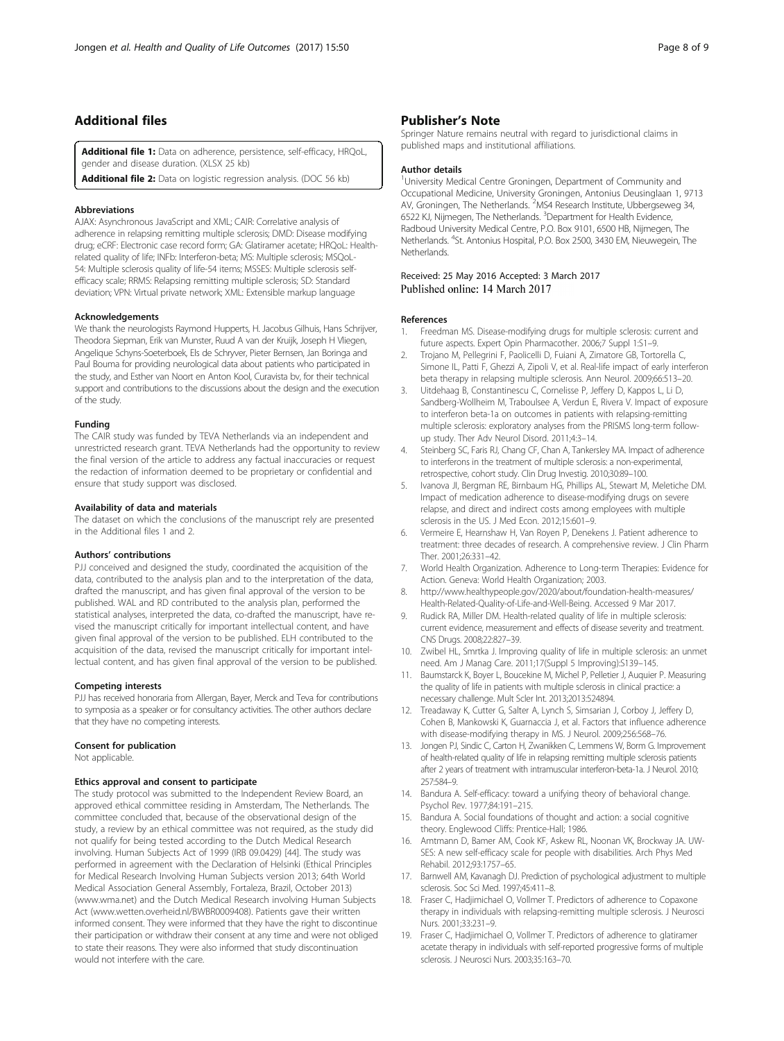## Additional files

**Additional file 1:** Data on adherence, persistence, self-efficacy, HRQoL, gender and disease duration. (XLSX 25 kb)

**Additional file 2:** Data on logistic regression analysis. (DOC 56 kb)

#### Abbreviations

AJAX: Asynchronous JavaScript and XML; CAIR: Correlative analysis of adherence in relapsing remitting multiple sclerosis; DMD: Disease modifying drug; eCRF: Electronic case record form; GA: Glatiramer acetate; HRQoL: Health-related quality of life; INFb: Interferon-beta; MS: Multiple sclerosis; MSQoL-54: Multiple sclerosis quality of life-54 items; MSSES: Multiple sclerosis self-efficacy scale; RRMS: Relapsing remitting multiple sclerosis; SD: Standard deviation; VPN: Virtual private network; XML: Extensible markup language

#### Acknowledgements

We thank the neurologists Raymond Hupperts, H. Jacobus Gilhuis, Hans Schrijver, Theodora Siepman, Erik van Munster, Ruud A van der Kruijk, Joseph H Vliegen, Angelique Schyns-Soeterboek, Els de Schryver, Pieter Bernsen, Jan Boringa and Paul Bouma for providing neurological data about patients who participated in the study, and Esther van Noort en Anton Kool, Curavista bv, for their technical support and contributions to the discussions about the design and the execution of the study.

#### Funding

The CAIR study was funded by TEVA Netherlands via an independent and unrestricted research grant. TEVA Netherlands had the opportunity to review the final version of the article to address any factual inaccuracies or request the redaction of information deemed to be proprietary or confidential and ensure that study support was disclosed.

#### Availability of data and materials

The dataset on which the conclusions of the manuscript rely are presented in the Additional files 1 and 2.

#### Authors' contributions

PJJ conceived and designed the study, coordinated the acquisition of the data, contributed to the analysis plan and to the interpretation of the data, drafted the manuscript, and has given final approval of the version to be published. WAL and RD contributed to the analysis plan, performed the statistical analyses, interpreted the data, co-drafted the manuscript, have revised the manuscript critically for important intellectual content, and have given final approval of the version to be published. ELH contributed to the acquisition of the data, revised the manuscript critically for important intellectual content, and has given final approval of the version to be published.

#### Competing interests

PJJ has received honoraria from Allergan, Bayer, Merck and Teva for contributions to symposia as a speaker or for consultancy activities. The other authors declare that they have no competing interests.

#### Consent for publication

Not applicable.

#### Ethics approval and consent to participate

The study protocol was submitted to the Independent Review Board, an approved ethical committee residing in Amsterdam, The Netherlands. The committee concluded that, because of the observational design of the study, a review by an ethical committee was not required, as the study did not qualify for being tested according to the Dutch Medical Research involving. Human Subjects Act of 1999 (IRB 09.0429) [44]. The study was performed in agreement with the Declaration of Helsinki (Ethical Principles for Medical Research Involving Human Subjects version 2013; 64th World Medical Association General Assembly, Fortaleza, Brazil, October 2013) (www.wma.net) and the Dutch Medical Research involving Human Subjects Act (www.wetten.overheid.nl/BWBR0009408). Patients gave their written informed consent. They were informed that they have the right to discontinue their participation or withdraw their consent at any time and were not obliged to state their reasons. They were also informed that study discontinuation would not interfere with the care.

## Publisher's Note

Springer Nature remains neutral with regard to jurisdictional claims in published maps and institutional affiliations.

#### Author details

[1]University Medical Centre Groningen, Department of Community and Occupational Medicine, University Groningen, Antonius Deusinglaan 1, 9713 AV, Groningen, The Netherlands. [2]MS4 Research Institute, Ubbergseweg 34, 6522 KJ, Nijmegen, The Netherlands. [3]Department for Health Evidence, Radboud University Medical Centre, P.O. Box 9101, 6500 HB, Nijmegen, The Netherlands. [4]St. Antonius Hospital, P.O. Box 2500, 3430 EM, Nieuwegein, The Netherlands.

Received: 25 May 2016 Accepted: 3 March 2017
Published online: 14 March 2017

#### References

1. Freedman MS. Disease-modifying drugs for multiple sclerosis: current and future aspects. Expert Opin Pharmacother. 2006;7 Suppl 1:S1–9.
2. Trojano M, Pellegrini F, Paolicelli D, Fuiani A, Zimatore GB, Tortorella C, Simone IL, Patti F, Ghezzi A, Zipoli V, et al. Real-life impact of early interferon beta therapy in relapsing multiple sclerosis. Ann Neurol. 2009;66:513–20.
3. Uitdehaag B, Constantinescu C, Cornelisse P, Jeffery D, Kappos L, Li D, Sandberg-Wollheim M, Traboulsee A, Verdun E, Rivera V. Impact of exposure to interferon beta-1a on outcomes in patients with relapsing-remitting multiple sclerosis: exploratory analyses from the PRISMS long-term follow-up study. Ther Adv Neurol Disord. 2011;4:3–14.
4. Steinberg SC, Faris RJ, Chang CF, Chan A, Tankersley MA. Impact of adherence to interferons in the treatment of multiple sclerosis: a non-experimental, retrospective, cohort study. Clin Drug Investig. 2010;30:89–100.
5. Ivanova JI, Bergman RE, Birnbaum HG, Phillips AL, Stewart M, Meletiche DM. Impact of medication adherence to disease-modifying drugs on severe relapse, and direct and indirect costs among employees with multiple sclerosis in the US. J Med Econ. 2012;15:601–9.
6. Vermeire E, Hearnshaw H, Van Royen P, Denekens J. Patient adherence to treatment: three decades of research. A comprehensive review. J Clin Pharm Ther. 2001;26:331–42.
7. World Health Organization. Adherence to Long-term Therapies: Evidence for Action. Geneva: World Health Organization; 2003.
8. http://www.healthypeople.gov/2020/about/foundation-health-measures/Health-Related-Quality-of-Life-and-Well-Being. Accessed 9 Mar 2017.
9. Rudick RA, Miller DM. Health-related quality of life in multiple sclerosis: current evidence, measurement and effects of disease severity and treatment. CNS Drugs. 2008;22:827–39.
10. Zwibel HL, Smrtka J. Improving quality of life in multiple sclerosis: an unmet need. Am J Manag Care. 2011;17(Suppl 5 Improving):S139–145.
11. Baumstarck K, Boyer L, Boucekine M, Michel P, Pelletier J, Auquier P. Measuring the quality of life in patients with multiple sclerosis in clinical practice: a necessary challenge. Mult Scler Int. 2013;2013:524894.
12. Treadaway K, Cutter G, Salter A, Lynch S, Simsarian J, Corboy J, Jeffery D, Cohen B, Mankowski K, Guarnaccia J, et al. Factors that influence adherence with disease-modifying therapy in MS. J Neurol. 2009;256:568–76.
13. Jongen PJ, Sindic C, Carton H, Zwanikken C, Lemmens W, Borm G. Improvement of health-related quality of life in relapsing remitting multiple sclerosis patients after 2 years of treatment with intramuscular interferon-beta-1a. J Neurol. 2010; 257:584–9.
14. Bandura A. Self-efficacy: toward a unifying theory of behavioral change. Psychol Rev. 1977;84:191–215.
15. Bandura A. Social foundations of thought and action: a social cognitive theory. Englewood Cliffs: Prentice-Hall; 1986.
16. Amtmann D, Bamer AM, Cook KF, Askew RL, Noonan VK, Brockway JA. UW-SES: A new self-efficacy scale for people with disabilities. Arch Phys Med Rehabil. 2012;93:1757–65.
17. Barnwell AM, Kavanagh DJ. Prediction of psychological adjustment to multiple sclerosis. Soc Sci Med. 1997;45:411–8.
18. Fraser C, Hadjimichael O, Vollmer T. Predictors of adherence to Copaxone therapy in individuals with relapsing-remitting multiple sclerosis. J Neurosci Nurs. 2001;33:231–9.
19. Fraser C, Hadjimichael O, Vollmer T. Predictors of adherence to glatiramer acetate therapy in individuals with self-reported progressive forms of multiple sclerosis. J Neurosci Nurs. 2003;35:163–70.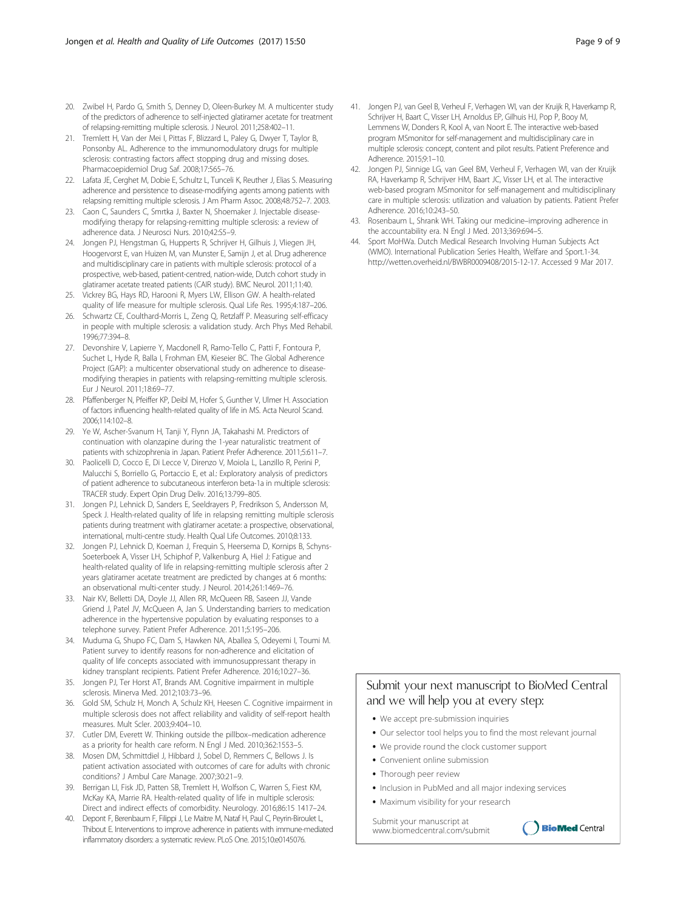20. Zwibel H, Pardo G, Smith S, Denney D, Oleen-Burkey M. A multicenter study of the predictors of adherence to self-injected glatiramer acetate for treatment of relapsing-remitting multiple sclerosis. J Neurol. 2011;258:402–11.
21. Tremlett H, Van der Mei I, Pittas F, Blizzard L, Paley G, Dwyer T, Taylor B, Ponsonby AL. Adherence to the immunomodulatory drugs for multiple sclerosis: contrasting factors affect stopping drug and missing doses. Pharmacoepidemiol Drug Saf. 2008;17:565–76.
22. Lafata JE, Cerghet M, Dobie E, Schultz L, Tunceli K, Reuther J, Elias S. Measuring adherence and persistence to disease-modifying agents among patients with relapsing remitting multiple sclerosis. J Am Pharm Assoc. 2008;48:752–7. 2003.
23. Caon C, Saunders C, Smrtka J, Baxter N, Shoemaker J. Injectable disease-modifying therapy for relapsing-remitting multiple sclerosis: a review of adherence data. J Neurosci Nurs. 2010;42:S5–9.
24. Jongen PJ, Hengstman G, Hupperts R, Schrijver H, Gilhuis J, Vliegen JH, Hoogervorst E, van Huizen M, van Munster E, Samijn J, et al. Drug adherence and multidisciplinary care in patients with multiple sclerosis: protocol of a prospective, web-based, patient-centred, nation-wide, Dutch cohort study in glatiramer acetate treated patients (CAIR study). BMC Neurol. 2011;11:40.
25. Vickrey BG, Hays RD, Harooni R, Myers LW, Ellison GW. A health-related quality of life measure for multiple sclerosis. Qual Life Res. 1995;4:187–206.
26. Schwartz CE, Coulthard-Morris L, Zeng Q, Retzlaff P. Measuring self-efficacy in people with multiple sclerosis: a validation study. Arch Phys Med Rehabil. 1996;77:394–8.
27. Devonshire V, Lapierre Y, Macdonell R, Ramo-Tello C, Patti F, Fontoura P, Suchet L, Hyde R, Balla I, Frohman EM, Kieseier BC. The Global Adherence Project (GAP): a multicenter observational study on adherence to disease-modifying therapies in patients with relapsing-remitting multiple sclerosis. Eur J Neurol. 2011;18:69–77.
28. Pfaffenberger N, Pfeiffer KP, Deibl M, Hofer S, Gunther V, Ulmer H. Association of factors influencing health-related quality of life in MS. Acta Neurol Scand. 2006;114:102–8.
29. Ye W, Ascher-Svanum H, Tanji Y, Flynn JA, Takahashi M. Predictors of continuation with olanzapine during the 1-year naturalistic treatment of patients with schizophrenia in Japan. Patient Prefer Adherence. 2011;5:611–7.
30. Paolicelli D, Cocco E, Di Lecce V, Direnzo V, Moiola L, Lanzillo R, Perini P, Malucchi S, Borriello G, Portaccio E, et al.: Exploratory analysis of predictors of patient adherence to subcutaneous interferon beta-1a in multiple sclerosis: TRACER study. Expert Opin Drug Deliv. 2016;13:799–805.
31. Jongen PJ, Lehnick D, Sanders E, Seeldrayers P, Fredrikson S, Andersson M, Speck J. Health-related quality of life in relapsing remitting multiple sclerosis patients during treatment with glatiramer acetate: a prospective, observational, international, multi-centre study. Health Qual Life Outcomes. 2010;8:133.
32. Jongen PJ, Lehnick D, Koeman J, Frequin S, Heersema D, Kornips B, Schyns-Soeterboek A, Visser LH, Schiphof P, Valkenburg A, Hiel J: Fatigue and health-related quality of life in relapsing-remitting multiple sclerosis after 2 years glatiramer acetate treatment are predicted by changes at 6 months: an observational multi-center study. J Neurol. 2014;261:1469–76.
33. Nair KV, Belletti DA, Doyle JJ, Allen RR, McQueen RB, Saseen JJ, Vande Griend J, Patel JV, McQueen A, Jan S. Understanding barriers to medication adherence in the hypertensive population by evaluating responses to a telephone survey. Patient Prefer Adherence. 2011;5:195–206.
34. Muduma G, Shupo FC, Dam S, Hawken NA, Aballea S, Odeyemi I, Toumi M. Patient survey to identify reasons for non-adherence and elicitation of quality of life concepts associated with immunosuppressant therapy in kidney transplant recipients. Patient Prefer Adherence. 2016;10:27–36.
35. Jongen PJ, Ter Horst AT, Brands AM. Cognitive impairment in multiple sclerosis. Minerva Med. 2012;103:73–96.
36. Gold SM, Schulz H, Monch A, Schulz KH, Heesen C. Cognitive impairment in multiple sclerosis does not affect reliability and validity of self-report health measures. Mult Scler. 2003;9:404–10.
37. Cutler DM, Everett W. Thinking outside the pillbox–medication adherence as a priority for health care reform. N Engl J Med. 2010;362:1553–5.
38. Mosen DM, Schmittdiel J, Hibbard J, Sobel D, Remmers C, Bellows J. Is patient activation associated with outcomes of care for adults with chronic conditions? J Ambul Care Manage. 2007;30:21–9.
39. Berrigan LI, Fisk JD, Patten SB, Tremlett H, Wolfson C, Warren S, Fiest KM, McKay KA, Marrie RA. Health-related quality of life in multiple sclerosis: Direct and indirect effects of comorbidity. Neurology. 2016;86:15 1417–24.
40. Depont F, Berenbaum F, Filippi J, Le Maitre M, Nataf H, Paul C, Peyrin-Biroulet L, Thibout E. Interventions to improve adherence in patients with immune-mediated inflammatory disorders: a systematic review. PLoS One. 2015;10:e0145076.
41. Jongen PJ, van Geel B, Verheul F, Verhagen WI, van der Kruijk R, Haverkamp R, Schrijver H, Baart C, Visser LH, Arnoldus EP, Gilhuis HJ, Pop P, Booy M, Lemmens W, Donders R, Kool A, van Noort E. The interactive web-based program MSmonitor for self-management and multidisciplinary care in multiple sclerosis: concept, content and pilot results. Patient Preference and Adherence. 2015;9:1–10.
42. Jongen PJ, Sinnige LG, van Geel BM, Verheul F, Verhagen WI, van der Kruijk RA, Haverkamp R, Schrijver HM, Baart JC, Visser LH, et al. The interactive web-based program MSmonitor for self-management and multidisciplinary care in multiple sclerosis: utilization and valuation by patients. Patient Prefer Adherence. 2016;10:243–50.
43. Rosenbaum L, Shrank WH. Taking our medicine–improving adherence in the accountability era. N Engl J Med. 2013;369:694–5.
44. Sport MoHWa. Dutch Medical Research Involving Human Subjects Act (WMO). International Publication Series Health, Welfare and Sport.1-34. http://wetten.overheid.nl/BWBR0009408/2015-12-17. Accessed 9 Mar 2017.

Submit your next manuscript to BioMed Central and we will help you at every step:

- We accept pre-submission inquiries
- Our selector tool helps you to find the most relevant journal
- We provide round the clock customer support
- Convenient online submission
- Thorough peer review
- Inclusion in PubMed and all major indexing services
- Maximum visibility for your research

Submit your manuscript at www.biomedcentral.com/submit

BioMed Central